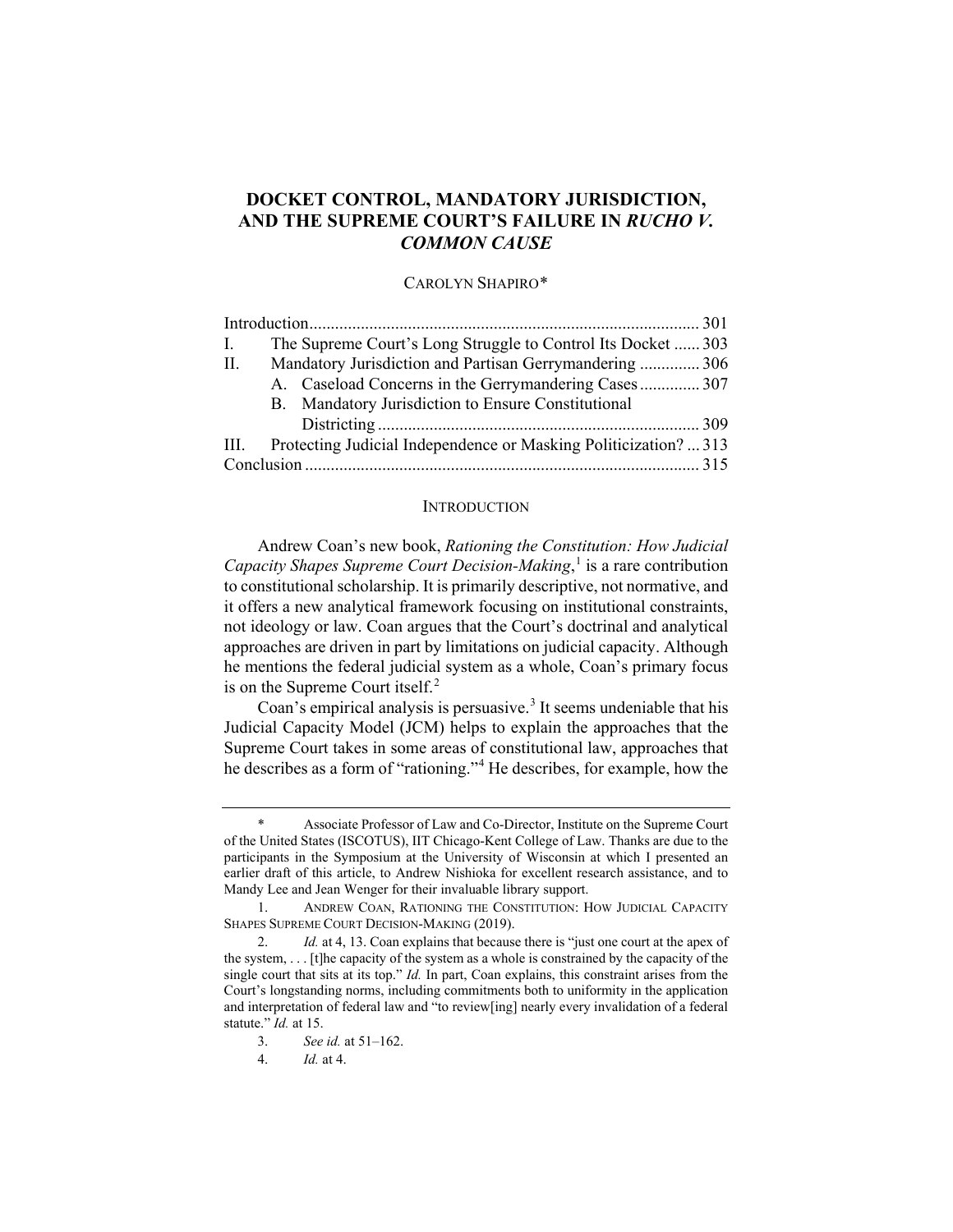# DOCKET CONTROL, MANDATORY JURISDICTION, AND THE SUPREME COURT'S FAILURE IN *RUCHO V. COMMON CAUSE*

CAROLYN SHAPIRO*

| | |
|---|---|
| Introduction | 301 |
| I. The Supreme Court's Long Struggle to Control Its Docket | 303 |
| II. Mandatory Jurisdiction and Partisan Gerrymandering | 306 |
| A. Caseload Concerns in the Gerrymandering Cases | 307 |
| B. Mandatory Jurisdiction to Ensure Constitutional Districting | 309 |
| III. Protecting Judicial Independence or Masking Politicization? | 313 |
| Conclusion | 315 |

## INTRODUCTION

Andrew Coan's new book, *Rationing the Constitution: How Judicial Capacity Shapes Supreme Court Decision-Making*,[1] is a rare contribution to constitutional scholarship. It is primarily descriptive, not normative, and it offers a new analytical framework focusing on institutional constraints, not ideology or law. Coan argues that the Court's doctrinal and analytical approaches are driven in part by limitations on judicial capacity. Although he mentions the federal judicial system as a whole, Coan's primary focus is on the Supreme Court itself.[2]

Coan's empirical analysis is persuasive.[3] It seems undeniable that his Judicial Capacity Model (JCM) helps to explain the approaches that the Supreme Court takes in some areas of constitutional law, approaches that he describes as a form of "rationing."[4] He describes, for example, how the

---

\* Associate Professor of Law and Co-Director, Institute on the Supreme Court of the United States (ISCOTUS), IIT Chicago-Kent College of Law. Thanks are due to the participants in the Symposium at the University of Wisconsin at which I presented an earlier draft of this article, to Andrew Nishioka for excellent research assistance, and to Mandy Lee and Jean Wenger for their invaluable library support.

1. ANDREW COAN, RATIONING THE CONSTITUTION: HOW JUDICIAL CAPACITY SHAPES SUPREME COURT DECISION-MAKING (2019).

2. *Id.* at 4, 13. Coan explains that because there is "just one court at the apex of the system, . . . [t]he capacity of the system as a whole is constrained by the capacity of the single court that sits at its top." *Id.* In part, Coan explains, this constraint arises from the Court's longstanding norms, including commitments both to uniformity in the application and interpretation of federal law and "to review[ing] nearly every invalidation of a federal statute." *Id.* at 15.

3. *See id.* at 51–162.

4. *Id.* at 4.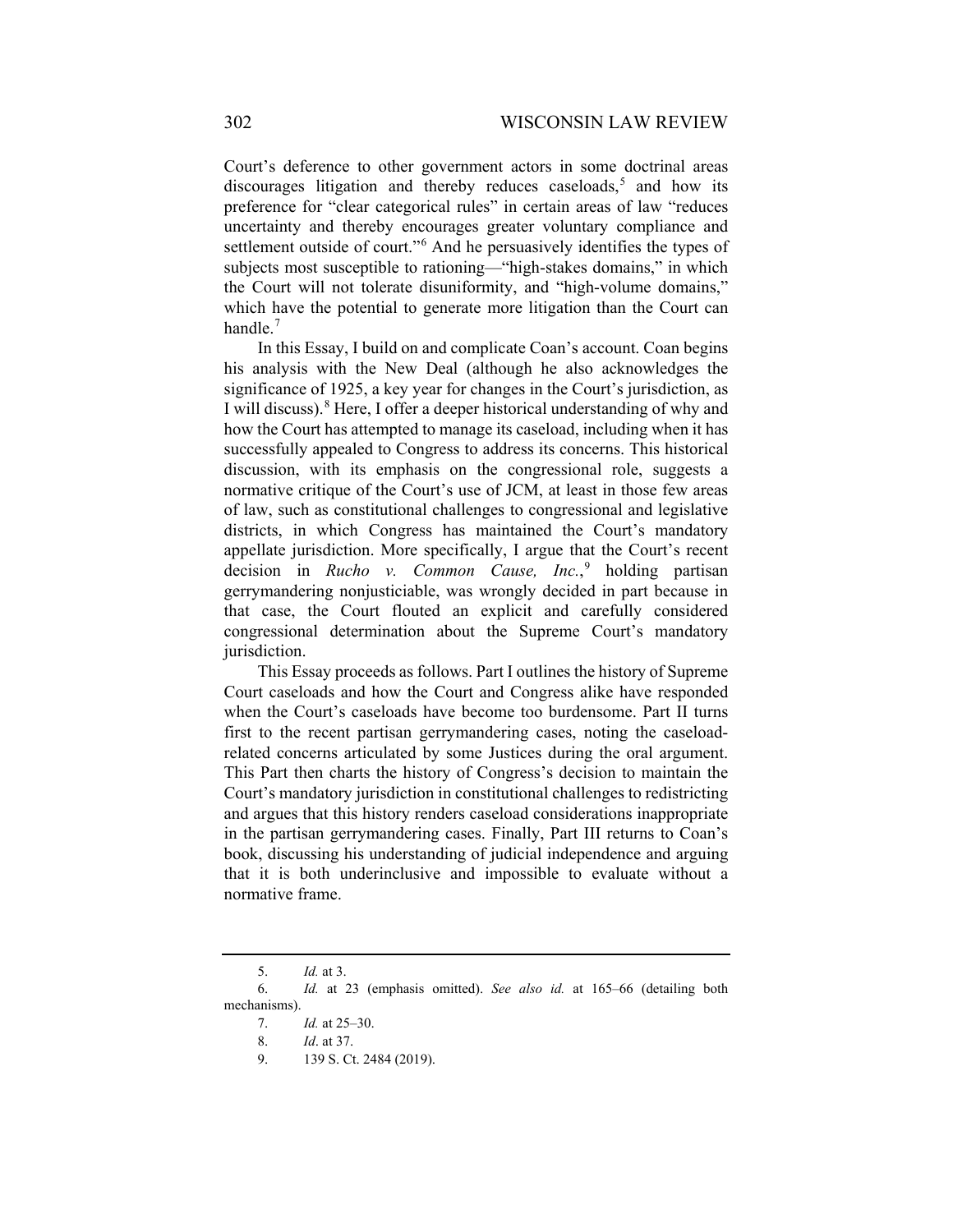Court's deference to other government actors in some doctrinal areas discourages litigation and thereby reduces caseloads,[5] and how its preference for "clear categorical rules" in certain areas of law "reduces uncertainty and thereby encourages greater voluntary compliance and settlement outside of court."[6] And he persuasively identifies the types of subjects most susceptible to rationing—"high-stakes domains," in which the Court will not tolerate disuniformity, and "high-volume domains," which have the potential to generate more litigation than the Court can handle.[7]

In this Essay, I build on and complicate Coan's account. Coan begins his analysis with the New Deal (although he also acknowledges the significance of 1925, a key year for changes in the Court's jurisdiction, as I will discuss).[8] Here, I offer a deeper historical understanding of why and how the Court has attempted to manage its caseload, including when it has successfully appealed to Congress to address its concerns. This historical discussion, with its emphasis on the congressional role, suggests a normative critique of the Court's use of JCM, at least in those few areas of law, such as constitutional challenges to congressional and legislative districts, in which Congress has maintained the Court's mandatory appellate jurisdiction. More specifically, I argue that the Court's recent decision in *Rucho v. Common Cause, Inc.*,[9] holding partisan gerrymandering nonjusticiable, was wrongly decided in part because in that case, the Court flouted an explicit and carefully considered congressional determination about the Supreme Court's mandatory jurisdiction.

This Essay proceeds as follows. Part I outlines the history of Supreme Court caseloads and how the Court and Congress alike have responded when the Court's caseloads have become too burdensome. Part II turns first to the recent partisan gerrymandering cases, noting the caseload-related concerns articulated by some Justices during the oral argument. This Part then charts the history of Congress's decision to maintain the Court's mandatory jurisdiction in constitutional challenges to redistricting and argues that this history renders caseload considerations inappropriate in the partisan gerrymandering cases. Finally, Part III returns to Coan's book, discussing his understanding of judicial independence and arguing that it is both underinclusive and impossible to evaluate without a normative frame.

---

5. *Id.* at 3.

6. *Id.* at 23 (emphasis omitted). *See also id.* at 165–66 (detailing both mechanisms).

7. *Id.* at 25–30.

8. *Id*. at 37.

9. 139 S. Ct. 2484 (2019).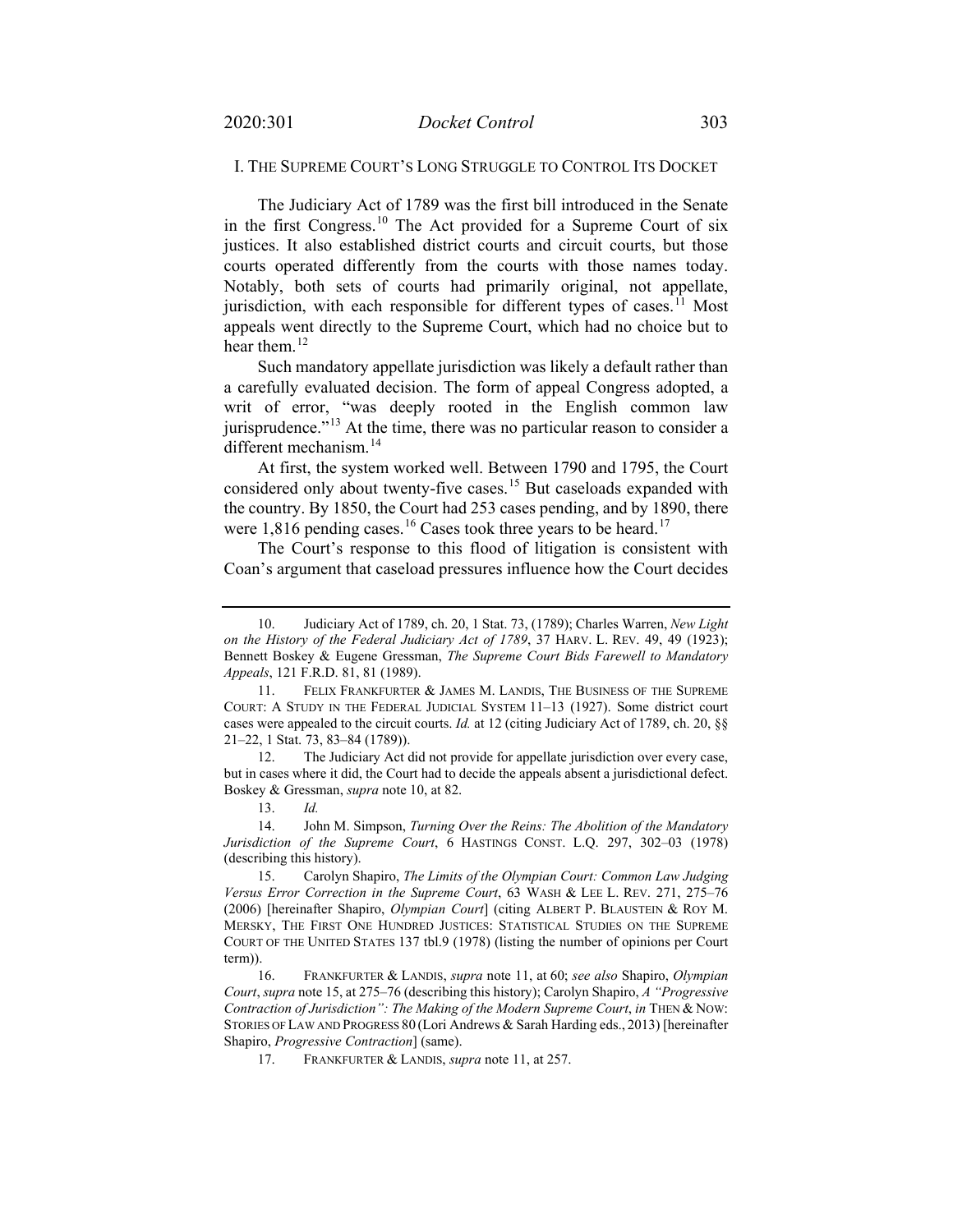## I. The Supreme Court's Long Struggle to Control Its Docket

The Judiciary Act of 1789 was the first bill introduced in the Senate in the first Congress.[10] The Act provided for a Supreme Court of six justices. It also established district courts and circuit courts, but those courts operated differently from the courts with those names today. Notably, both sets of courts had primarily original, not appellate, jurisdiction, with each responsible for different types of cases.[11] Most appeals went directly to the Supreme Court, which had no choice but to hear them.[12]

Such mandatory appellate jurisdiction was likely a default rather than a carefully evaluated decision. The form of appeal Congress adopted, a writ of error, "was deeply rooted in the English common law jurisprudence."[13] At the time, there was no particular reason to consider a different mechanism.[14]

At first, the system worked well. Between 1790 and 1795, the Court considered only about twenty-five cases.[15] But caseloads expanded with the country. By 1850, the Court had 253 cases pending, and by 1890, there were 1,816 pending cases.[16] Cases took three years to be heard.[17]

The Court's response to this flood of litigation is consistent with Coan's argument that caseload pressures influence how the Court decides

---

10. Judiciary Act of 1789, ch. 20, 1 Stat. 73, (1789); Charles Warren, *New Light on the History of the Federal Judiciary Act of 1789*, 37 HARV. L. REV. 49, 49 (1923); Bennett Boskey & Eugene Gressman, *The Supreme Court Bids Farewell to Mandatory Appeals*, 121 F.R.D. 81, 81 (1989).

11. FELIX FRANKFURTER & JAMES M. LANDIS, THE BUSINESS OF THE SUPREME COURT: A STUDY IN THE FEDERAL JUDICIAL SYSTEM 11–13 (1927). Some district court cases were appealed to the circuit courts. *Id.* at 12 (citing Judiciary Act of 1789, ch. 20, §§ 21–22, 1 Stat. 73, 83–84 (1789)).

12. The Judiciary Act did not provide for appellate jurisdiction over every case, but in cases where it did, the Court had to decide the appeals absent a jurisdictional defect. Boskey & Gressman, *supra* note 10, at 82.

13. *Id.*

14. John M. Simpson, *Turning Over the Reins: The Abolition of the Mandatory Jurisdiction of the Supreme Court*, 6 HASTINGS CONST. L.Q. 297, 302–03 (1978) (describing this history).

15. Carolyn Shapiro, *The Limits of the Olympian Court: Common Law Judging Versus Error Correction in the Supreme Court*, 63 WASH & LEE L. REV. 271, 275–76 (2006) [hereinafter Shapiro, *Olympian Court*] (citing ALBERT P. BLAUSTEIN & ROY M. MERSKY, THE FIRST ONE HUNDRED JUSTICES: STATISTICAL STUDIES ON THE SUPREME COURT OF THE UNITED STATES 137 tbl.9 (1978) (listing the number of opinions per Court term)).

16. FRANKFURTER & LANDIS, *supra* note 11, at 60; *see also* Shapiro, *Olympian Court*, *supra* note 15, at 275–76 (describing this history); Carolyn Shapiro, *A "Progressive Contraction of Jurisdiction": The Making of the Modern Supreme Court*, *in* THEN & NOW: STORIES OF LAW AND PROGRESS 80 (Lori Andrews & Sarah Harding eds., 2013) [hereinafter Shapiro, *Progressive Contraction*] (same).

17. FRANKFURTER & LANDIS, *supra* note 11, at 257.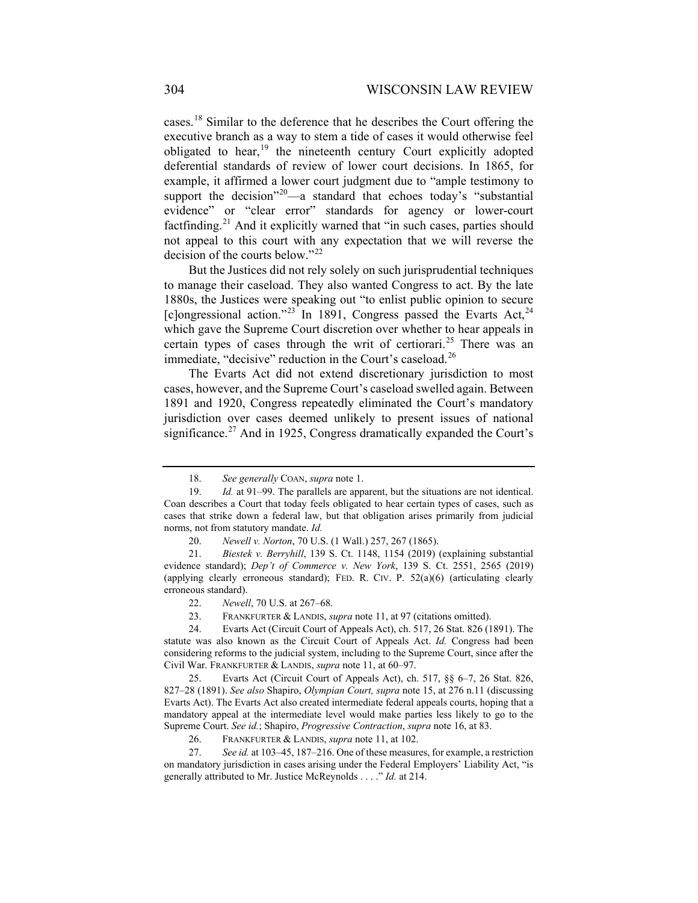cases.[18] Similar to the deference that he describes the Court offering the executive branch as a way to stem a tide of cases it would otherwise feel obligated to hear,[19] the nineteenth century Court explicitly adopted deferential standards of review of lower court decisions. In 1865, for example, it affirmed a lower court judgment due to "ample testimony to support the decision"[20]—a standard that echoes today's "substantial evidence" or "clear error" standards for agency or lower-court factfinding.[21] And it explicitly warned that "in such cases, parties should not appeal to this court with any expectation that we will reverse the decision of the courts below."[22]

But the Justices did not rely solely on such jurisprudential techniques to manage their caseload. They also wanted Congress to act. By the late 1880s, the Justices were speaking out "to enlist public opinion to secure [c]ongressional action."[23] In 1891, Congress passed the Evarts Act,[24] which gave the Supreme Court discretion over whether to hear appeals in certain types of cases through the writ of certiorari.[25] There was an immediate, "decisive" reduction in the Court's caseload.[26]

The Evarts Act did not extend discretionary jurisdiction to most cases, however, and the Supreme Court's caseload swelled again. Between 1891 and 1920, Congress repeatedly eliminated the Court's mandatory jurisdiction over cases deemed unlikely to present issues of national significance.[27] And in 1925, Congress dramatically expanded the Court's

---

18. *See generally* COAN, *supra* note 1.

19. *Id.* at 91–99. The parallels are apparent, but the situations are not identical. Coan describes a Court that today feels obligated to hear certain types of cases, such as cases that strike down a federal law, but that obligation arises primarily from judicial norms, not from statutory mandate. *Id.*

20. *Newell v. Norton*, 70 U.S. (1 Wall.) 257, 267 (1865).

21. *Biestek v. Berryhill*, 139 S. Ct. 1148, 1154 (2019) (explaining substantial evidence standard); *Dep't of Commerce v. New York*, 139 S. Ct. 2551, 2565 (2019) (applying clearly erroneous standard); FED. R. CIV. P. 52(a)(6) (articulating clearly erroneous standard).

22. *Newell*, 70 U.S. at 267–68.

23. FRANKFURTER & LANDIS, *supra* note 11, at 97 (citations omitted).

24. Evarts Act (Circuit Court of Appeals Act), ch. 517, 26 Stat. 826 (1891). The statute was also known as the Circuit Court of Appeals Act. *Id.* Congress had been considering reforms to the judicial system, including to the Supreme Court, since after the Civil War. FRANKFURTER & LANDIS, *supra* note 11, at 60–97.

25. Evarts Act (Circuit Court of Appeals Act), ch. 517, §§ 6–7, 26 Stat. 826, 827–28 (1891). *See also* Shapiro, *Olympian Court, supra* note 15, at 276 n.11 (discussing Evarts Act). The Evarts Act also created intermediate federal appeals courts, hoping that a mandatory appeal at the intermediate level would make parties less likely to go to the Supreme Court. *See id.*; Shapiro, *Progressive Contraction*, *supra* note 16, at 83.

26. FRANKFURTER & LANDIS, *supra* note 11, at 102.

27. *See id.* at 103–45, 187–216. One of these measures, for example, a restriction on mandatory jurisdiction in cases arising under the Federal Employers' Liability Act, "is generally attributed to Mr. Justice McReynolds . . . ." *Id.* at 214.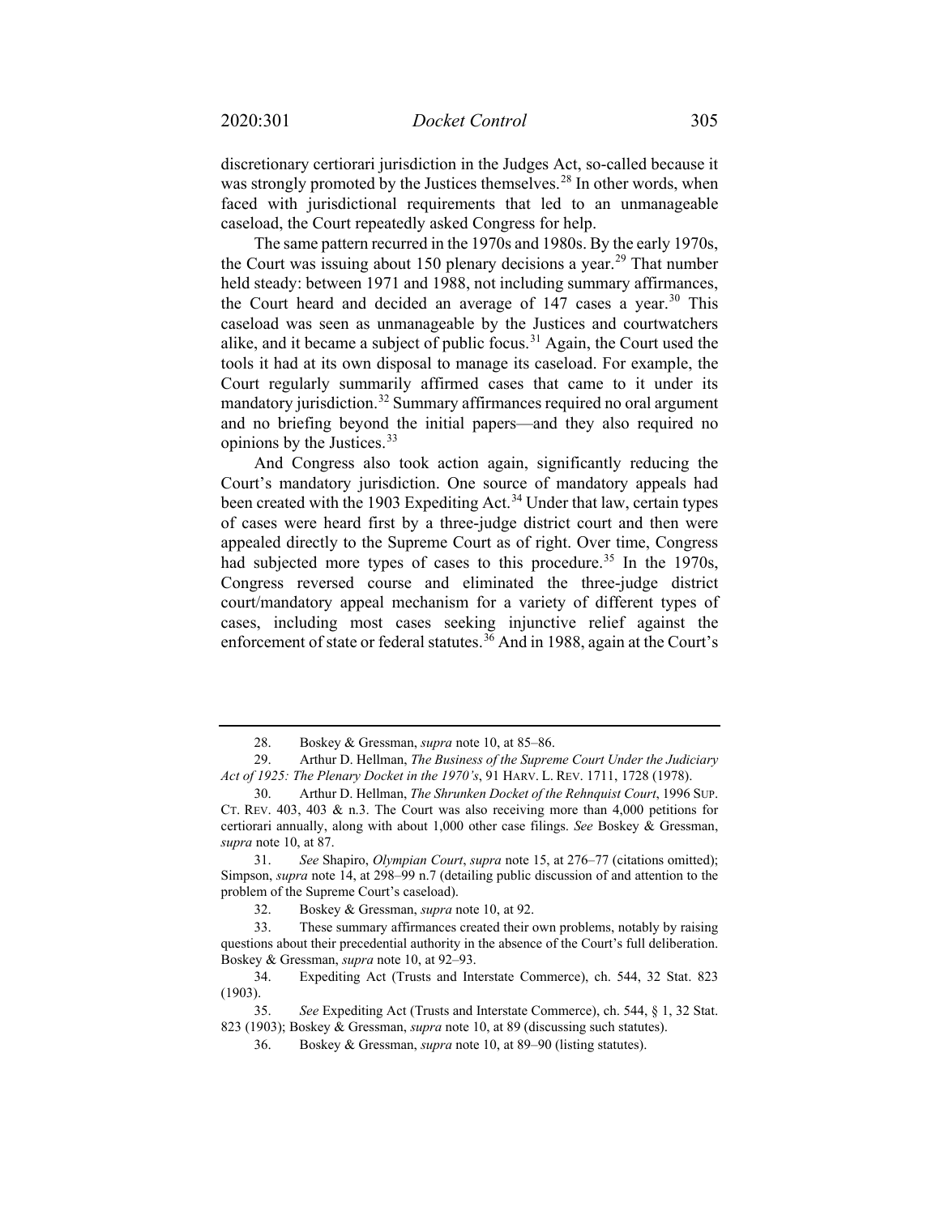discretionary certiorari jurisdiction in the Judges Act, so-called because it was strongly promoted by the Justices themselves.[28] In other words, when faced with jurisdictional requirements that led to an unmanageable caseload, the Court repeatedly asked Congress for help.

The same pattern recurred in the 1970s and 1980s. By the early 1970s, the Court was issuing about 150 plenary decisions a year.[29] That number held steady: between 1971 and 1988, not including summary affirmances, the Court heard and decided an average of 147 cases a year.[30] This caseload was seen as unmanageable by the Justices and courtwatchers alike, and it became a subject of public focus.[31] Again, the Court used the tools it had at its own disposal to manage its caseload. For example, the Court regularly summarily affirmed cases that came to it under its mandatory jurisdiction.[32] Summary affirmances required no oral argument and no briefing beyond the initial papers—and they also required no opinions by the Justices.[33]

And Congress also took action again, significantly reducing the Court's mandatory jurisdiction. One source of mandatory appeals had been created with the 1903 Expediting Act.[34] Under that law, certain types of cases were heard first by a three-judge district court and then were appealed directly to the Supreme Court as of right. Over time, Congress had subjected more types of cases to this procedure.[35] In the 1970s, Congress reversed course and eliminated the three-judge district court/mandatory appeal mechanism for a variety of different types of cases, including most cases seeking injunctive relief against the enforcement of state or federal statutes.[36] And in 1988, again at the Court's

---

28. Boskey & Gressman, *supra* note 10, at 85–86.

29. Arthur D. Hellman, *The Business of the Supreme Court Under the Judiciary Act of 1925: The Plenary Docket in the 1970's*, 91 HARV. L. REV. 1711, 1728 (1978).

30. Arthur D. Hellman, *The Shrunken Docket of the Rehnquist Court*, 1996 SUP. CT. REV. 403, 403 & n.3. The Court was also receiving more than 4,000 petitions for certiorari annually, along with about 1,000 other case filings. *See* Boskey & Gressman, *supra* note 10, at 87.

31. *See* Shapiro, *Olympian Court*, *supra* note 15, at 276–77 (citations omitted); Simpson, *supra* note 14, at 298–99 n.7 (detailing public discussion of and attention to the problem of the Supreme Court's caseload).

32. Boskey & Gressman, *supra* note 10, at 92.

33. These summary affirmances created their own problems, notably by raising questions about their precedential authority in the absence of the Court's full deliberation. Boskey & Gressman, *supra* note 10, at 92–93.

34. Expediting Act (Trusts and Interstate Commerce), ch. 544, 32 Stat. 823 (1903).

35. *See* Expediting Act (Trusts and Interstate Commerce), ch. 544, § 1, 32 Stat. 823 (1903); Boskey & Gressman, *supra* note 10, at 89 (discussing such statutes).

36. Boskey & Gressman, *supra* note 10, at 89–90 (listing statutes).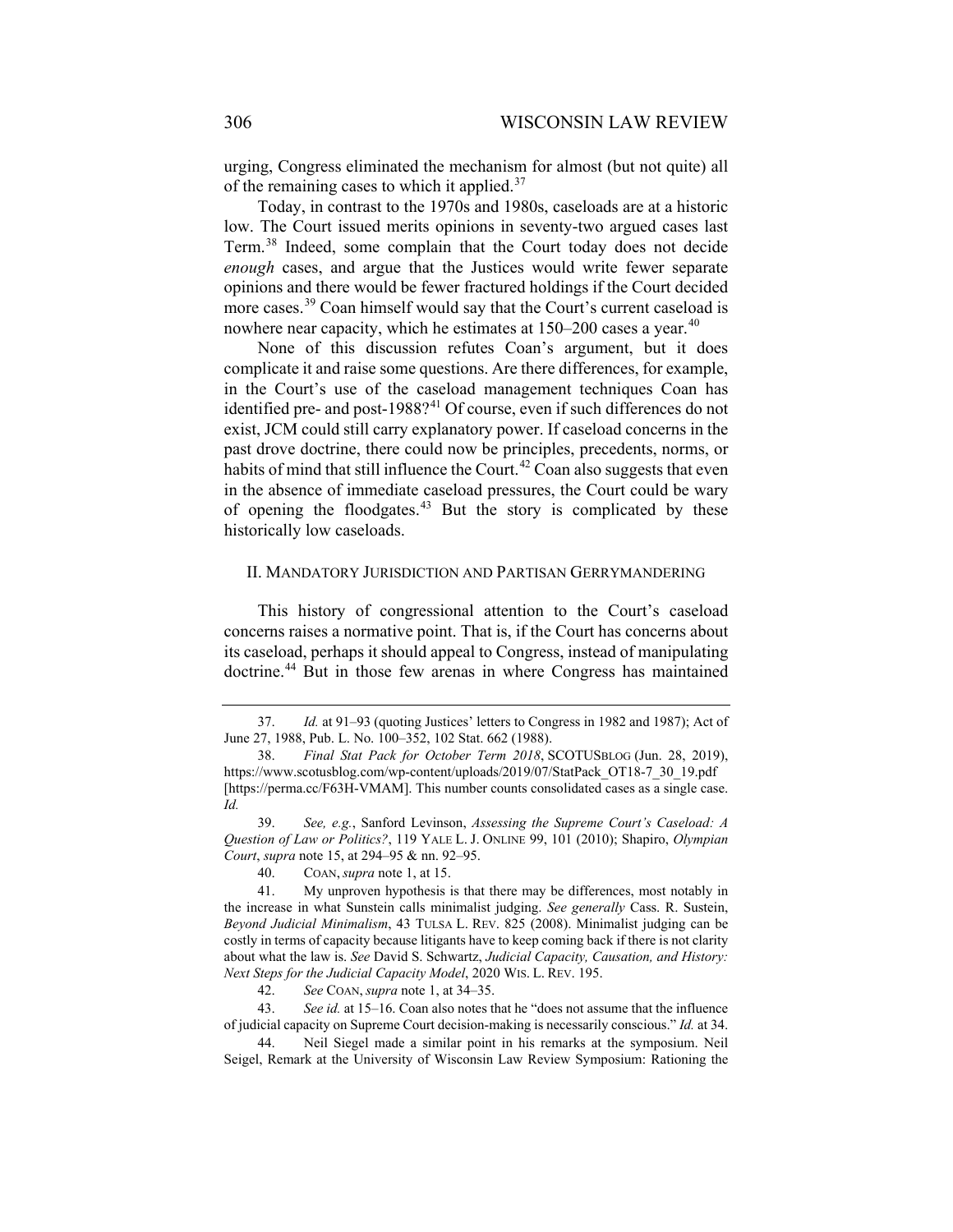urging, Congress eliminated the mechanism for almost (but not quite) all of the remaining cases to which it applied.[37]

Today, in contrast to the 1970s and 1980s, caseloads are at a historic low. The Court issued merits opinions in seventy-two argued cases last Term.[38] Indeed, some complain that the Court today does not decide *enough* cases, and argue that the Justices would write fewer separate opinions and there would be fewer fractured holdings if the Court decided more cases.[39] Coan himself would say that the Court's current caseload is nowhere near capacity, which he estimates at 150–200 cases a year.[40]

None of this discussion refutes Coan's argument, but it does complicate it and raise some questions. Are there differences, for example, in the Court's use of the caseload management techniques Coan has identified pre- and post-1988?[41] Of course, even if such differences do not exist, JCM could still carry explanatory power. If caseload concerns in the past drove doctrine, there could now be principles, precedents, norms, or habits of mind that still influence the Court.[42] Coan also suggests that even in the absence of immediate caseload pressures, the Court could be wary of opening the floodgates.[43] But the story is complicated by these historically low caseloads.

## II. MANDATORY JURISDICTION AND PARTISAN GERRYMANDERING

This history of congressional attention to the Court's caseload concerns raises a normative point. That is, if the Court has concerns about its caseload, perhaps it should appeal to Congress, instead of manipulating doctrine.[44] But in those few arenas in where Congress has maintained

---

37. *Id.* at 91–93 (quoting Justices' letters to Congress in 1982 and 1987); Act of June 27, 1988, Pub. L. No. 100–352, 102 Stat. 662 (1988).

38. *Final Stat Pack for October Term 2018*, SCOTUSBLOG (Jun. 28, 2019), https://www.scotusblog.com/wp-content/uploads/2019/07/StatPack_OT18-7_30_19.pdf [https://perma.cc/F63H-VMAM]. This number counts consolidated cases as a single case. *Id.*

39. *See, e.g.*, Sanford Levinson, *Assessing the Supreme Court's Caseload: A Question of Law or Politics?*, 119 YALE L. J. ONLINE 99, 101 (2010); Shapiro, *Olympian Court*, *supra* note 15, at 294–95 & nn. 92–95.

40. COAN, *supra* note 1, at 15.

41. My unproven hypothesis is that there may be differences, most notably in the increase in what Sunstein calls minimalist judging. *See generally* Cass. R. Sustein, *Beyond Judicial Minimalism*, 43 TULSA L. REV. 825 (2008). Minimalist judging can be costly in terms of capacity because litigants have to keep coming back if there is not clarity about what the law is. *See* David S. Schwartz, *Judicial Capacity, Causation, and History: Next Steps for the Judicial Capacity Model*, 2020 WIS. L. REV. 195.

42. *See* COAN, *supra* note 1, at 34–35.

43. *See id.* at 15–16. Coan also notes that he "does not assume that the influence of judicial capacity on Supreme Court decision-making is necessarily conscious." *Id.* at 34.

44. Neil Siegel made a similar point in his remarks at the symposium. Neil Seigel, Remark at the University of Wisconsin Law Review Symposium: Rationing the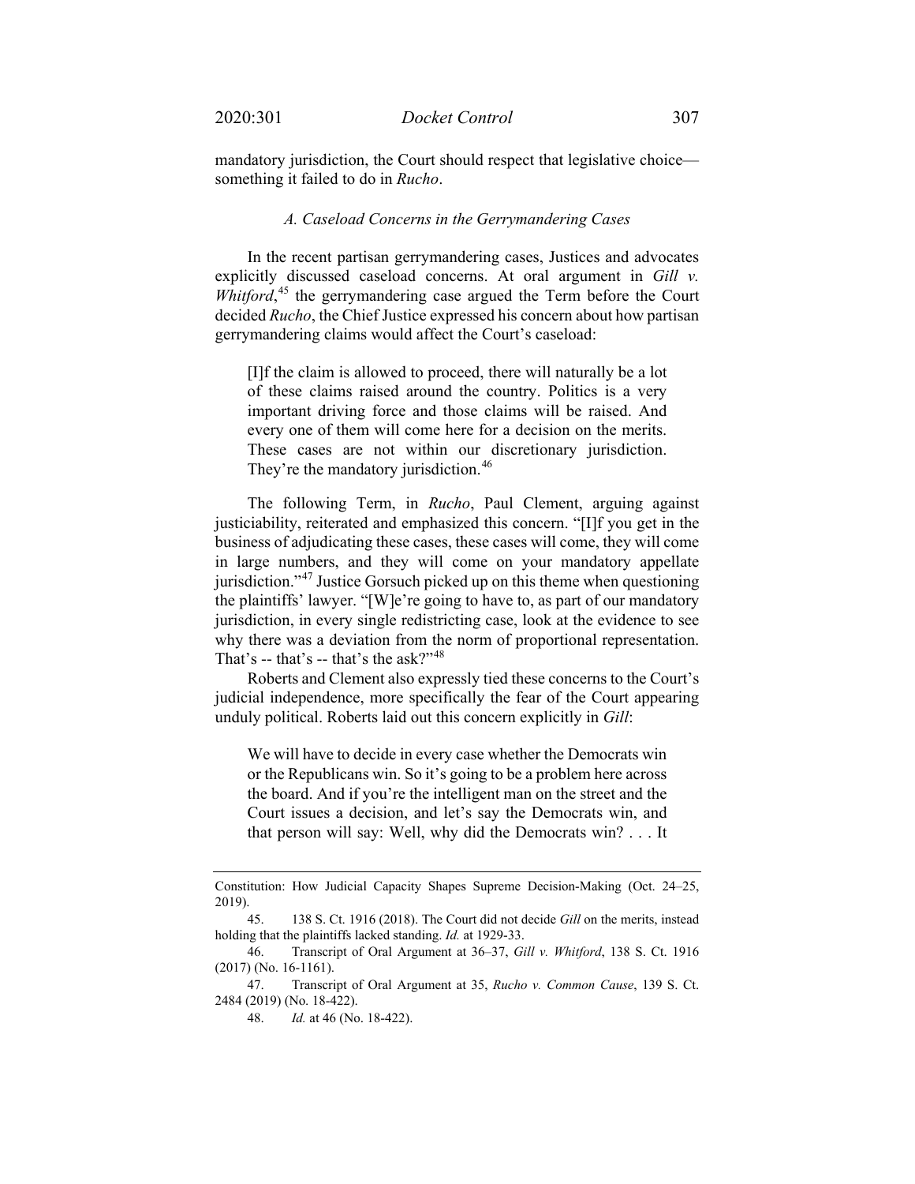mandatory jurisdiction, the Court should respect that legislative choice—something it failed to do in *Rucho*.

### *A. Caseload Concerns in the Gerrymandering Cases*

In the recent partisan gerrymandering cases, Justices and advocates explicitly discussed caseload concerns. At oral argument in *Gill v. Whitford*,[45] the gerrymandering case argued the Term before the Court decided *Rucho*, the Chief Justice expressed his concern about how partisan gerrymandering claims would affect the Court's caseload:

> [I]f the claim is allowed to proceed, there will naturally be a lot of these claims raised around the country. Politics is a very important driving force and those claims will be raised. And every one of them will come here for a decision on the merits. These cases are not within our discretionary jurisdiction. They're the mandatory jurisdiction.[46]

The following Term, in *Rucho*, Paul Clement, arguing against justiciability, reiterated and emphasized this concern. "[I]f you get in the business of adjudicating these cases, these cases will come, they will come in large numbers, and they will come on your mandatory appellate jurisdiction."[47] Justice Gorsuch picked up on this theme when questioning the plaintiffs' lawyer. "[W]e're going to have to, as part of our mandatory jurisdiction, in every single redistricting case, look at the evidence to see why there was a deviation from the norm of proportional representation. That's -- that's -- that's the ask?"[48]

Roberts and Clement also expressly tied these concerns to the Court's judicial independence, more specifically the fear of the Court appearing unduly political. Roberts laid out this concern explicitly in *Gill*:

> We will have to decide in every case whether the Democrats win or the Republicans win. So it's going to be a problem here across the board. And if you're the intelligent man on the street and the Court issues a decision, and let's say the Democrats win, and that person will say: Well, why did the Democrats win? . . . It

---

Constitution: How Judicial Capacity Shapes Supreme Decision-Making (Oct. 24–25, 2019).

45. 138 S. Ct. 1916 (2018). The Court did not decide *Gill* on the merits, instead holding that the plaintiffs lacked standing. *Id.* at 1929-33.

46. Transcript of Oral Argument at 36–37, *Gill v. Whitford*, 138 S. Ct. 1916 (2017) (No. 16-1161).

47. Transcript of Oral Argument at 35, *Rucho v. Common Cause*, 139 S. Ct. 2484 (2019) (No. 18-422).

48. *Id.* at 46 (No. 18-422).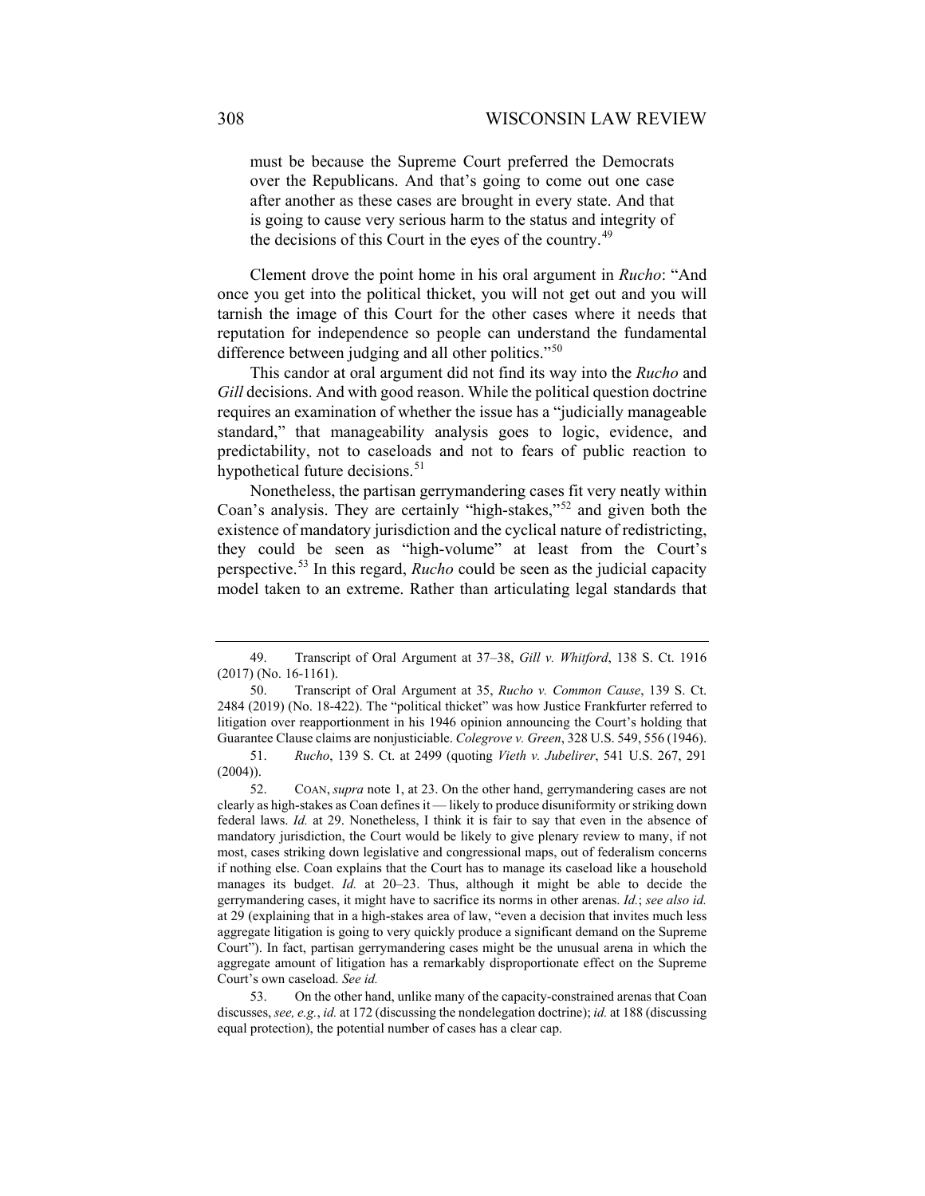> must be because the Supreme Court preferred the Democrats over the Republicans. And that's going to come out one case after another as these cases are brought in every state. And that is going to cause very serious harm to the status and integrity of the decisions of this Court in the eyes of the country.[49]

Clement drove the point home in his oral argument in *Rucho*: "And once you get into the political thicket, you will not get out and you will tarnish the image of this Court for the other cases where it needs that reputation for independence so people can understand the fundamental difference between judging and all other politics."[50]

This candor at oral argument did not find its way into the *Rucho* and *Gill* decisions. And with good reason. While the political question doctrine requires an examination of whether the issue has a "judicially manageable standard," that manageability analysis goes to logic, evidence, and predictability, not to caseloads and not to fears of public reaction to hypothetical future decisions.[51]

Nonetheless, the partisan gerrymandering cases fit very neatly within Coan's analysis. They are certainly "high-stakes,"[52] and given both the existence of mandatory jurisdiction and the cyclical nature of redistricting, they could be seen as "high-volume" at least from the Court's perspective.[53] In this regard, *Rucho* could be seen as the judicial capacity model taken to an extreme. Rather than articulating legal standards that

---

49. Transcript of Oral Argument at 37–38, *Gill v. Whitford*, 138 S. Ct. 1916 (2017) (No. 16-1161).

50. Transcript of Oral Argument at 35, *Rucho v. Common Cause*, 139 S. Ct. 2484 (2019) (No. 18-422). The "political thicket" was how Justice Frankfurter referred to litigation over reapportionment in his 1946 opinion announcing the Court's holding that Guarantee Clause claims are nonjusticiable. *Colegrove v. Green*, 328 U.S. 549, 556 (1946).

51. *Rucho*, 139 S. Ct. at 2499 (quoting *Vieth v. Jubelirer*, 541 U.S. 267, 291 (2004)).

52. COAN, *supra* note 1, at 23. On the other hand, gerrymandering cases are not clearly as high-stakes as Coan defines it — likely to produce disuniformity or striking down federal laws. *Id.* at 29. Nonetheless, I think it is fair to say that even in the absence of mandatory jurisdiction, the Court would be likely to give plenary review to many, if not most, cases striking down legislative and congressional maps, out of federalism concerns if nothing else. Coan explains that the Court has to manage its caseload like a household manages its budget. *Id.* at 20–23. Thus, although it might be able to decide the gerrymandering cases, it might have to sacrifice its norms in other arenas. *Id.*; *see also id.* at 29 (explaining that in a high-stakes area of law, "even a decision that invites much less aggregate litigation is going to very quickly produce a significant demand on the Supreme Court"). In fact, partisan gerrymandering cases might be the unusual arena in which the aggregate amount of litigation has a remarkably disproportionate effect on the Supreme Court's own caseload. *See id.*

53. On the other hand, unlike many of the capacity-constrained arenas that Coan discusses, *see, e.g.*, *id.* at 172 (discussing the nondelegation doctrine); *id.* at 188 (discussing equal protection), the potential number of cases has a clear cap.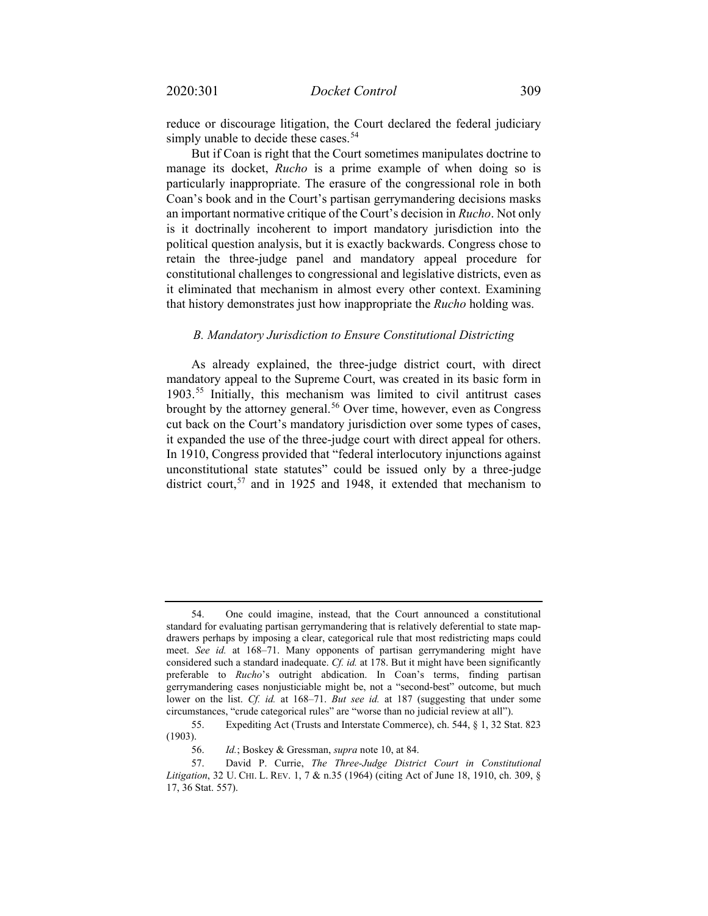reduce or discourage litigation, the Court declared the federal judiciary simply unable to decide these cases.[54]

But if Coan is right that the Court sometimes manipulates doctrine to manage its docket, *Rucho* is a prime example of when doing so is particularly inappropriate. The erasure of the congressional role in both Coan's book and in the Court's partisan gerrymandering decisions masks an important normative critique of the Court's decision in *Rucho*. Not only is it doctrinally incoherent to import mandatory jurisdiction into the political question analysis, but it is exactly backwards. Congress chose to retain the three-judge panel and mandatory appeal procedure for constitutional challenges to congressional and legislative districts, even as it eliminated that mechanism in almost every other context. Examining that history demonstrates just how inappropriate the *Rucho* holding was.

### *B. Mandatory Jurisdiction to Ensure Constitutional Districting*

As already explained, the three-judge district court, with direct mandatory appeal to the Supreme Court, was created in its basic form in 1903.[55] Initially, this mechanism was limited to civil antitrust cases brought by the attorney general.[56] Over time, however, even as Congress cut back on the Court's mandatory jurisdiction over some types of cases, it expanded the use of the three-judge court with direct appeal for others. In 1910, Congress provided that "federal interlocutory injunctions against unconstitutional state statutes" could be issued only by a three-judge district court,[57] and in 1925 and 1948, it extended that mechanism to

---

54. One could imagine, instead, that the Court announced a constitutional standard for evaluating partisan gerrymandering that is relatively deferential to state map-drawers perhaps by imposing a clear, categorical rule that most redistricting maps could meet. *See id.* at 168–71. Many opponents of partisan gerrymandering might have considered such a standard inadequate. *Cf. id.* at 178. But it might have been significantly preferable to *Rucho*'s outright abdication. In Coan's terms, finding partisan gerrymandering cases nonjusticiable might be, not a "second-best" outcome, but much lower on the list. *Cf. id.* at 168–71. *But see id.* at 187 (suggesting that under some circumstances, "crude categorical rules" are "worse than no judicial review at all").

55. Expediting Act (Trusts and Interstate Commerce), ch. 544, § 1, 32 Stat. 823 (1903).

56. *Id.*; Boskey & Gressman, *supra* note 10, at 84.

57. David P. Currie, *The Three-Judge District Court in Constitutional Litigation*, 32 U. CHI. L. REV. 1, 7 & n.35 (1964) (citing Act of June 18, 1910, ch. 309, § 17, 36 Stat. 557).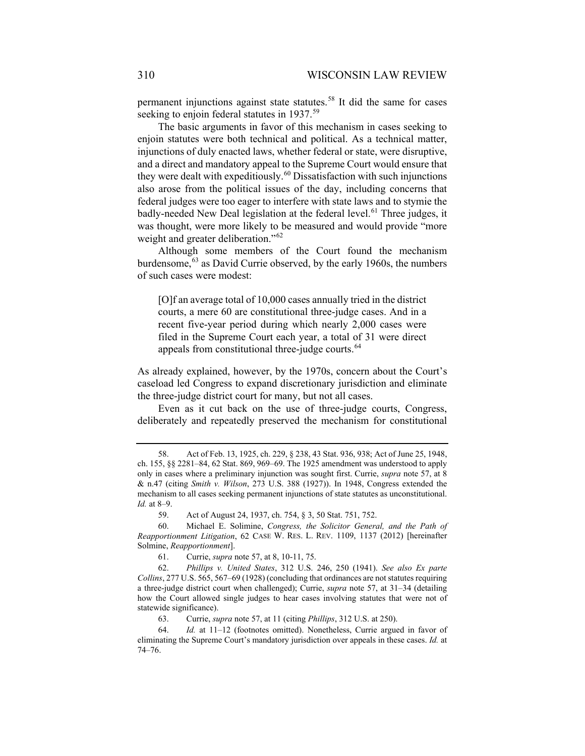permanent injunctions against state statutes.[58] It did the same for cases seeking to enjoin federal statutes in 1937.[59]

The basic arguments in favor of this mechanism in cases seeking to enjoin statutes were both technical and political. As a technical matter, injunctions of duly enacted laws, whether federal or state, were disruptive, and a direct and mandatory appeal to the Supreme Court would ensure that they were dealt with expeditiously.[60] Dissatisfaction with such injunctions also arose from the political issues of the day, including concerns that federal judges were too eager to interfere with state laws and to stymie the badly-needed New Deal legislation at the federal level.[61] Three judges, it was thought, were more likely to be measured and would provide "more weight and greater deliberation."[62]

Although some members of the Court found the mechanism burdensome,[63] as David Currie observed, by the early 1960s, the numbers of such cases were modest:

> [O]f an average total of 10,000 cases annually tried in the district courts, a mere 60 are constitutional three-judge cases. And in a recent five-year period during which nearly 2,000 cases were filed in the Supreme Court each year, a total of 31 were direct appeals from constitutional three-judge courts.[64]

As already explained, however, by the 1970s, concern about the Court's caseload led Congress to expand discretionary jurisdiction and eliminate the three-judge district court for many, but not all cases.

Even as it cut back on the use of three-judge courts, Congress, deliberately and repeatedly preserved the mechanism for constitutional

---

58. Act of Feb. 13, 1925, ch. 229, § 238, 43 Stat. 936, 938; Act of June 25, 1948, ch. 155, §§ 2281–84, 62 Stat. 869, 969–69. The 1925 amendment was understood to apply only in cases where a preliminary injunction was sought first. Currie, *supra* note 57, at 8 & n.47 (citing *Smith v. Wilson*, 273 U.S. 388 (1927)). In 1948, Congress extended the mechanism to all cases seeking permanent injunctions of state statutes as unconstitutional. *Id.* at 8–9.

59. Act of August 24, 1937, ch. 754, § 3, 50 Stat. 751, 752.

60. Michael E. Solimine, *Congress, the Solicitor General, and the Path of Reapportionment Litigation*, 62 CASE W. RES. L. REV. 1109, 1137 (2012) [hereinafter Solmine, *Reapportionment*].

61. Currie, *supra* note 57, at 8, 10-11, 75.

62. *Phillips v. United States*, 312 U.S. 246, 250 (1941). *See also Ex parte Collins*, 277 U.S. 565, 567–69 (1928) (concluding that ordinances are not statutes requiring a three-judge district court when challenged); Currie, *supra* note 57, at 31–34 (detailing how the Court allowed single judges to hear cases involving statutes that were not of statewide significance).

63. Currie, *supra* note 57, at 11 (citing *Phillips*, 312 U.S. at 250).

64. *Id.* at 11–12 (footnotes omitted). Nonetheless, Currie argued in favor of eliminating the Supreme Court's mandatory jurisdiction over appeals in these cases. *Id.* at 74–76.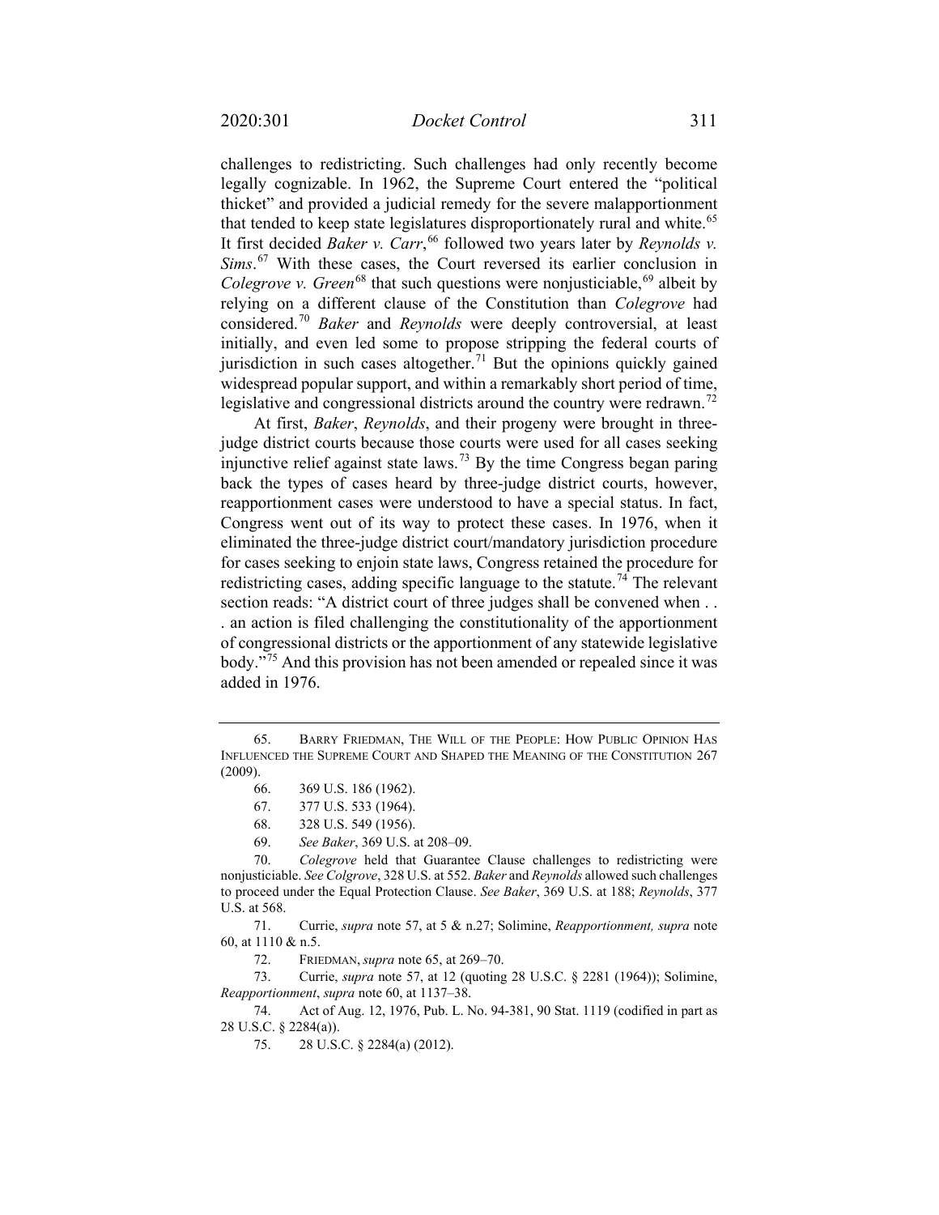challenges to redistricting. Such challenges had only recently become legally cognizable. In 1962, the Supreme Court entered the "political thicket" and provided a judicial remedy for the severe malapportionment that tended to keep state legislatures disproportionately rural and white.[65] It first decided *Baker v. Carr*,[66] followed two years later by *Reynolds v. Sims*.[67] With these cases, the Court reversed its earlier conclusion in *Colegrove v. Green*[68] that such questions were nonjusticiable,[69] albeit by relying on a different clause of the Constitution than *Colegrove* had considered.[70] *Baker* and *Reynolds* were deeply controversial, at least initially, and even led some to propose stripping the federal courts of jurisdiction in such cases altogether.[71] But the opinions quickly gained widespread popular support, and within a remarkably short period of time, legislative and congressional districts around the country were redrawn.[72]

At first, *Baker*, *Reynolds*, and their progeny were brought in three-judge district courts because those courts were used for all cases seeking injunctive relief against state laws.[73] By the time Congress began paring back the types of cases heard by three-judge district courts, however, reapportionment cases were understood to have a special status. In fact, Congress went out of its way to protect these cases. In 1976, when it eliminated the three-judge district court/mandatory jurisdiction procedure for cases seeking to enjoin state laws, Congress retained the procedure for redistricting cases, adding specific language to the statute.[74] The relevant section reads: "A district court of three judges shall be convened when . . . an action is filed challenging the constitutionality of the apportionment of congressional districts or the apportionment of any statewide legislative body."[75] And this provision has not been amended or repealed since it was added in 1976.

---

65. BARRY FRIEDMAN, THE WILL OF THE PEOPLE: HOW PUBLIC OPINION HAS INFLUENCED THE SUPREME COURT AND SHAPED THE MEANING OF THE CONSTITUTION 267 (2009).

66. 369 U.S. 186 (1962).

67. 377 U.S. 533 (1964).

68. 328 U.S. 549 (1956).

69. *See Baker*, 369 U.S. at 208–09.

70. *Colegrove* held that Guarantee Clause challenges to redistricting were nonjusticiable. *See Colgrove*, 328 U.S. at 552. *Baker* and *Reynolds* allowed such challenges to proceed under the Equal Protection Clause. *See Baker*, 369 U.S. at 188; *Reynolds*, 377 U.S. at 568.

71. Currie, *supra* note 57, at 5 & n.27; Solimine, *Reapportionment, supra* note 60, at 1110 & n.5.

72. FRIEDMAN, *supra* note 65, at 269–70.

73. Currie, *supra* note 57, at 12 (quoting 28 U.S.C. § 2281 (1964)); Solimine, *Reapportionment*, *supra* note 60, at 1137–38.

74. Act of Aug. 12, 1976, Pub. L. No. 94-381, 90 Stat. 1119 (codified in part as 28 U.S.C. § 2284(a)).

75. 28 U.S.C. § 2284(a) (2012).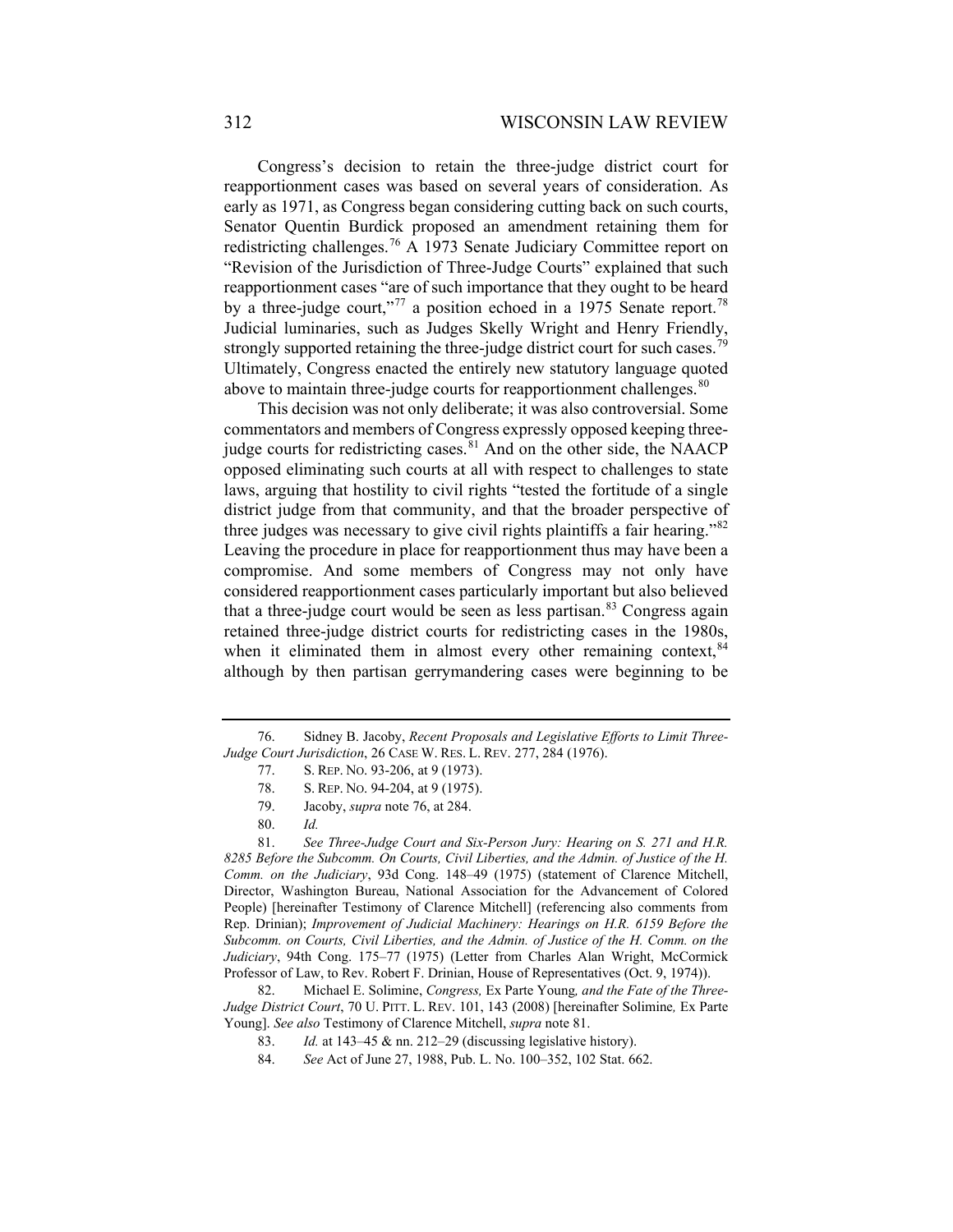Congress's decision to retain the three-judge district court for reapportionment cases was based on several years of consideration. As early as 1971, as Congress began considering cutting back on such courts, Senator Quentin Burdick proposed an amendment retaining them for redistricting challenges.[76] A 1973 Senate Judiciary Committee report on "Revision of the Jurisdiction of Three-Judge Courts" explained that such reapportionment cases "are of such importance that they ought to be heard by a three-judge court,"[77] a position echoed in a 1975 Senate report.[78] Judicial luminaries, such as Judges Skelly Wright and Henry Friendly, strongly supported retaining the three-judge district court for such cases.[79] Ultimately, Congress enacted the entirely new statutory language quoted above to maintain three-judge courts for reapportionment challenges.[80]

This decision was not only deliberate; it was also controversial. Some commentators and members of Congress expressly opposed keeping three-judge courts for redistricting cases.[81] And on the other side, the NAACP opposed eliminating such courts at all with respect to challenges to state laws, arguing that hostility to civil rights "tested the fortitude of a single district judge from that community, and that the broader perspective of three judges was necessary to give civil rights plaintiffs a fair hearing."[82] Leaving the procedure in place for reapportionment thus may have been a compromise. And some members of Congress may not only have considered reapportionment cases particularly important but also believed that a three-judge court would be seen as less partisan.[83] Congress again retained three-judge district courts for redistricting cases in the 1980s, when it eliminated them in almost every other remaining context,[84] although by then partisan gerrymandering cases were beginning to be

---

76. Sidney B. Jacoby, *Recent Proposals and Legislative Efforts to Limit Three-Judge Court Jurisdiction*, 26 CASE W. RES. L. REV. 277, 284 (1976).

77. S. REP. NO. 93-206, at 9 (1973).

78. S. REP. NO. 94-204, at 9 (1975).

79. Jacoby, *supra* note 76, at 284.

80. *Id.*

81. *See Three-Judge Court and Six-Person Jury: Hearing on S. 271 and H.R. 8285 Before the Subcomm. On Courts, Civil Liberties, and the Admin. of Justice of the H. Comm. on the Judiciary*, 93d Cong. 148–49 (1975) (statement of Clarence Mitchell, Director, Washington Bureau, National Association for the Advancement of Colored People) [hereinafter Testimony of Clarence Mitchell] (referencing also comments from Rep. Drinian); *Improvement of Judicial Machinery: Hearings on H.R. 6159 Before the Subcomm. on Courts, Civil Liberties, and the Admin. of Justice of the H. Comm. on the Judiciary*, 94th Cong. 175–77 (1975) (Letter from Charles Alan Wright, McCormick Professor of Law, to Rev. Robert F. Drinian, House of Representatives (Oct. 9, 1974)).

82. Michael E. Solimine, *Congress,* Ex Parte Young*, and the Fate of the Three-Judge District Court*, 70 U. PITT. L. REV. 101, 143 (2008) [hereinafter Solimine*,* Ex Parte Young]. *See also* Testimony of Clarence Mitchell, *supra* note 81.

83. *Id.* at 143–45 & nn. 212–29 (discussing legislative history).

84. *See* Act of June 27, 1988, Pub. L. No. 100–352, 102 Stat. 662.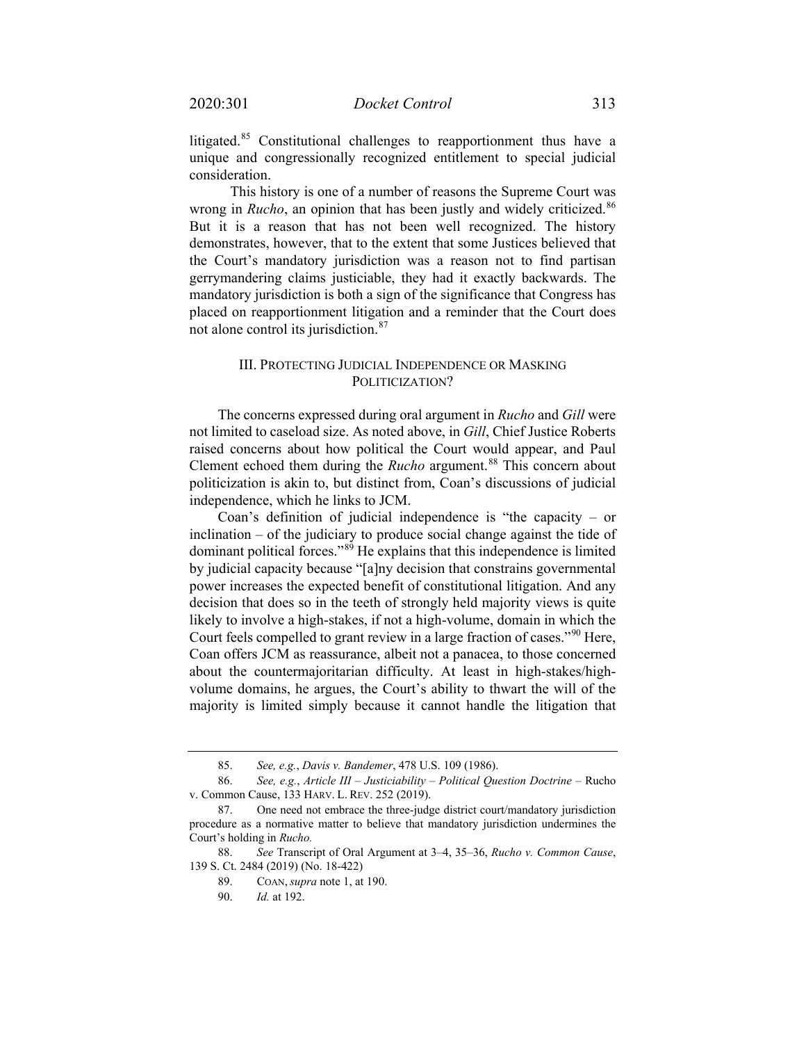litigated.[85] Constitutional challenges to reapportionment thus have a unique and congressionally recognized entitlement to special judicial consideration.

This history is one of a number of reasons the Supreme Court was wrong in *Rucho*, an opinion that has been justly and widely criticized.[86] But it is a reason that has not been well recognized. The history demonstrates, however, that to the extent that some Justices believed that the Court's mandatory jurisdiction was a reason not to find partisan gerrymandering claims justiciable, they had it exactly backwards. The mandatory jurisdiction is both a sign of the significance that Congress has placed on reapportionment litigation and a reminder that the Court does not alone control its jurisdiction.[87]

## III. Protecting Judicial Independence or Masking Politicization?

The concerns expressed during oral argument in *Rucho* and *Gill* were not limited to caseload size. As noted above, in *Gill*, Chief Justice Roberts raised concerns about how political the Court would appear, and Paul Clement echoed them during the *Rucho* argument.[88] This concern about politicization is akin to, but distinct from, Coan's discussions of judicial independence, which he links to JCM.

Coan's definition of judicial independence is "the capacity – or inclination – of the judiciary to produce social change against the tide of dominant political forces."[89] He explains that this independence is limited by judicial capacity because "[a]ny decision that constrains governmental power increases the expected benefit of constitutional litigation. And any decision that does so in the teeth of strongly held majority views is quite likely to involve a high-stakes, if not a high-volume, domain in which the Court feels compelled to grant review in a large fraction of cases."[90] Here, Coan offers JCM as reassurance, albeit not a panacea, to those concerned about the countermajoritarian difficulty. At least in high-stakes/high-volume domains, he argues, the Court's ability to thwart the will of the majority is limited simply because it cannot handle the litigation that

---

85. *See, e.g.*, *Davis v. Bandemer*, 478 U.S. 109 (1986).

86. *See, e.g.*, *Article III – Justiciability – Political Question Doctrine* – Rucho v. Common Cause, 133 Harv. L. Rev. 252 (2019).

87. One need not embrace the three-judge district court/mandatory jurisdiction procedure as a normative matter to believe that mandatory jurisdiction undermines the Court's holding in *Rucho.*

88. *See* Transcript of Oral Argument at 3–4, 35–36, *Rucho v. Common Cause*, 139 S. Ct. 2484 (2019) (No. 18-422)

89. Coan, *supra* note 1, at 190.

90. *Id.* at 192.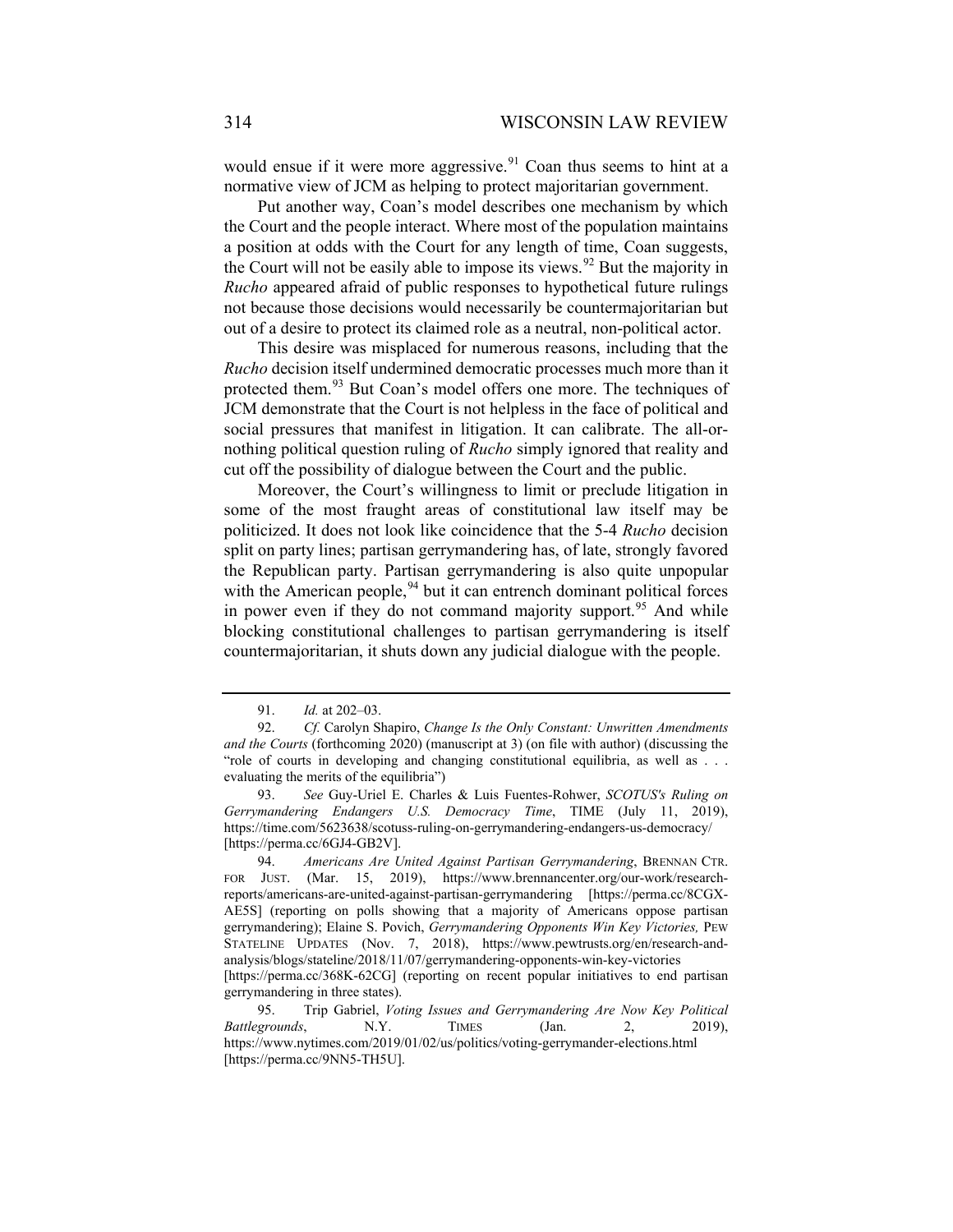would ensue if it were more aggressive.[91] Coan thus seems to hint at a normative view of JCM as helping to protect majoritarian government.

Put another way, Coan's model describes one mechanism by which the Court and the people interact. Where most of the population maintains a position at odds with the Court for any length of time, Coan suggests, the Court will not be easily able to impose its views.[92] But the majority in *Rucho* appeared afraid of public responses to hypothetical future rulings not because those decisions would necessarily be countermajoritarian but out of a desire to protect its claimed role as a neutral, non-political actor.

This desire was misplaced for numerous reasons, including that the *Rucho* decision itself undermined democratic processes much more than it protected them.[93] But Coan's model offers one more. The techniques of JCM demonstrate that the Court is not helpless in the face of political and social pressures that manifest in litigation. It can calibrate. The all-or-nothing political question ruling of *Rucho* simply ignored that reality and cut off the possibility of dialogue between the Court and the public.

Moreover, the Court's willingness to limit or preclude litigation in some of the most fraught areas of constitutional law itself may be politicized. It does not look like coincidence that the 5-4 *Rucho* decision split on party lines; partisan gerrymandering has, of late, strongly favored the Republican party. Partisan gerrymandering is also quite unpopular with the American people,[94] but it can entrench dominant political forces in power even if they do not command majority support.[95] And while blocking constitutional challenges to partisan gerrymandering is itself countermajoritarian, it shuts down any judicial dialogue with the people.

---

91. *Id.* at 202–03.

92. *Cf.* Carolyn Shapiro, *Change Is the Only Constant: Unwritten Amendments and the Courts* (forthcoming 2020) (manuscript at 3) (on file with author) (discussing the "role of courts in developing and changing constitutional equilibria, as well as . . . evaluating the merits of the equilibria")

93. *See* Guy-Uriel E. Charles & Luis Fuentes-Rohwer, *SCOTUS's Ruling on Gerrymandering Endangers U.S. Democracy Time*, TIME (July 11, 2019), https://time.com/5623638/scotuss-ruling-on-gerrymandering-endangers-us-democracy/ [https://perma.cc/6GJ4-GB2V].

94. *Americans Are United Against Partisan Gerrymandering*, BRENNAN CTR. FOR JUST. (Mar. 15, 2019), https://www.brennancenter.org/our-work/research-reports/americans-are-united-against-partisan-gerrymandering [https://perma.cc/8CGX-AE5S] (reporting on polls showing that a majority of Americans oppose partisan gerrymandering); Elaine S. Povich, *Gerrymandering Opponents Win Key Victories,* PEW STATELINE UPDATES (Nov. 7, 2018), https://www.pewtrusts.org/en/research-and-analysis/blogs/stateline/2018/11/07/gerrymandering-opponents-win-key-victories [https://perma.cc/368K-62CG] (reporting on recent popular initiatives to end partisan gerrymandering in three states).

95. Trip Gabriel, *Voting Issues and Gerrymandering Are Now Key Political Battlegrounds*, N.Y. TIMES (Jan. 2, 2019), https://www.nytimes.com/2019/01/02/us/politics/voting-gerrymander-elections.html [https://perma.cc/9NN5-TH5U].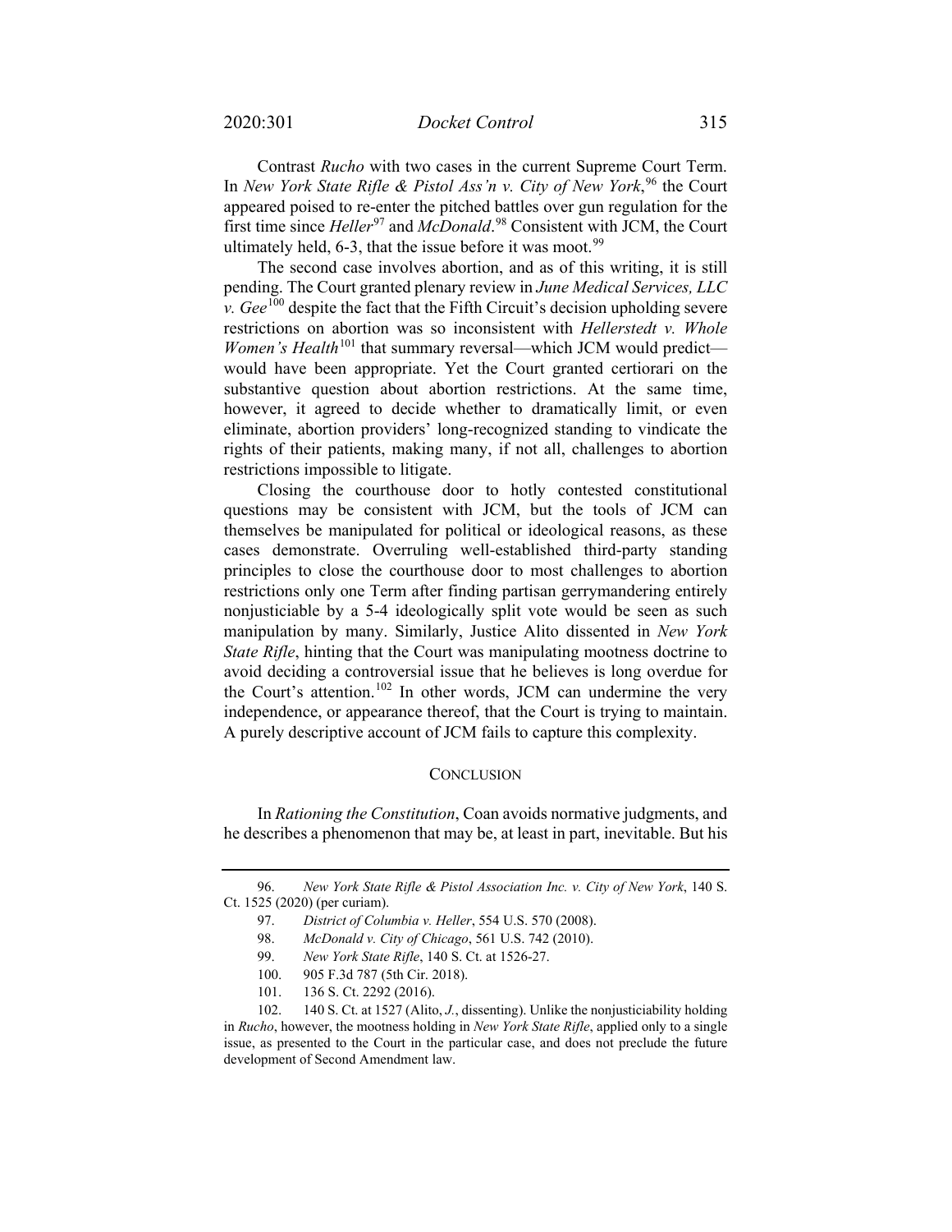Contrast *Rucho* with two cases in the current Supreme Court Term. In *New York State Rifle & Pistol Ass'n v. City of New York*,[96] the Court appeared poised to re-enter the pitched battles over gun regulation for the first time since *Heller*[97] and *McDonald*.[98] Consistent with JCM, the Court ultimately held, 6-3, that the issue before it was moot.[99]

The second case involves abortion, and as of this writing, it is still pending. The Court granted plenary review in *June Medical Services, LLC v. Gee*[100] despite the fact that the Fifth Circuit's decision upholding severe restrictions on abortion was so inconsistent with *Hellerstedt v. Whole Women's Health*[101] that summary reversal—which JCM would predict—would have been appropriate. Yet the Court granted certiorari on the substantive question about abortion restrictions. At the same time, however, it agreed to decide whether to dramatically limit, or even eliminate, abortion providers' long-recognized standing to vindicate the rights of their patients, making many, if not all, challenges to abortion restrictions impossible to litigate.

Closing the courthouse door to hotly contested constitutional questions may be consistent with JCM, but the tools of JCM can themselves be manipulated for political or ideological reasons, as these cases demonstrate. Overruling well-established third-party standing principles to close the courthouse door to most challenges to abortion restrictions only one Term after finding partisan gerrymandering entirely nonjusticiable by a 5-4 ideologically split vote would be seen as such manipulation by many. Similarly, Justice Alito dissented in *New York State Rifle*, hinting that the Court was manipulating mootness doctrine to avoid deciding a controversial issue that he believes is long overdue for the Court's attention.[102] In other words, JCM can undermine the very independence, or appearance thereof, that the Court is trying to maintain. A purely descriptive account of JCM fails to capture this complexity.

## CONCLUSION

In *Rationing the Constitution*, Coan avoids normative judgments, and he describes a phenomenon that may be, at least in part, inevitable. But his

---

96. *New York State Rifle & Pistol Association Inc. v. City of New York*, 140 S. Ct. 1525 (2020) (per curiam).

97. *District of Columbia v. Heller*, 554 U.S. 570 (2008).

98. *McDonald v. City of Chicago*, 561 U.S. 742 (2010).

99. *New York State Rifle*, 140 S. Ct. at 1526-27.

100. 905 F.3d 787 (5th Cir. 2018).

101. 136 S. Ct. 2292 (2016).

102. 140 S. Ct. at 1527 (Alito, *J.*, dissenting). Unlike the nonjusticiability holding in *Rucho*, however, the mootness holding in *New York State Rifle*, applied only to a single issue, as presented to the Court in the particular case, and does not preclude the future development of Second Amendment law.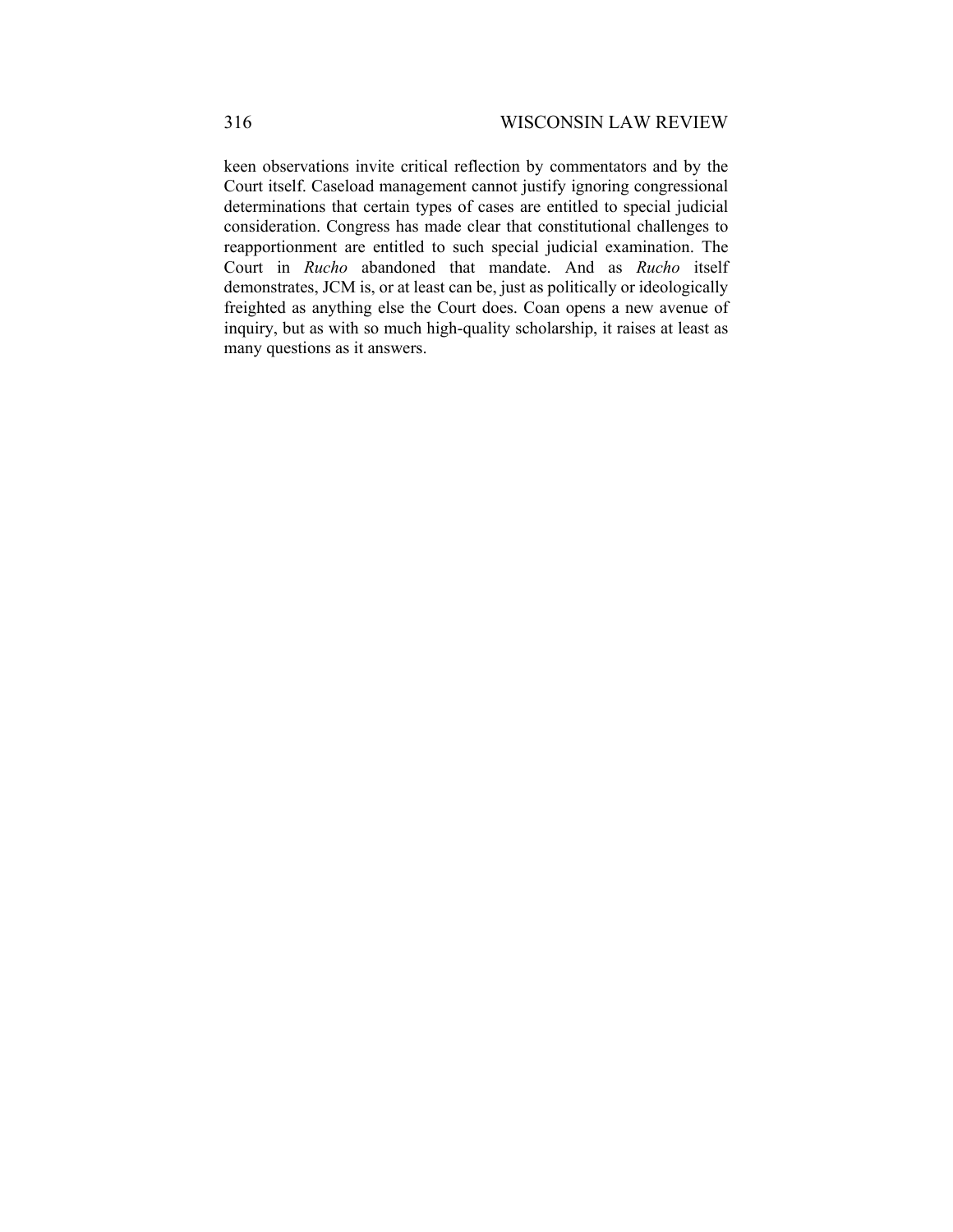keen observations invite critical reflection by commentators and by the Court itself. Caseload management cannot justify ignoring congressional determinations that certain types of cases are entitled to special judicial consideration. Congress has made clear that constitutional challenges to reapportionment are entitled to such special judicial examination. The Court in *Rucho* abandoned that mandate. And as *Rucho* itself demonstrates, JCM is, or at least can be, just as politically or ideologically freighted as anything else the Court does. Coan opens a new avenue of inquiry, but as with so much high-quality scholarship, it raises at least as many questions as it answers.